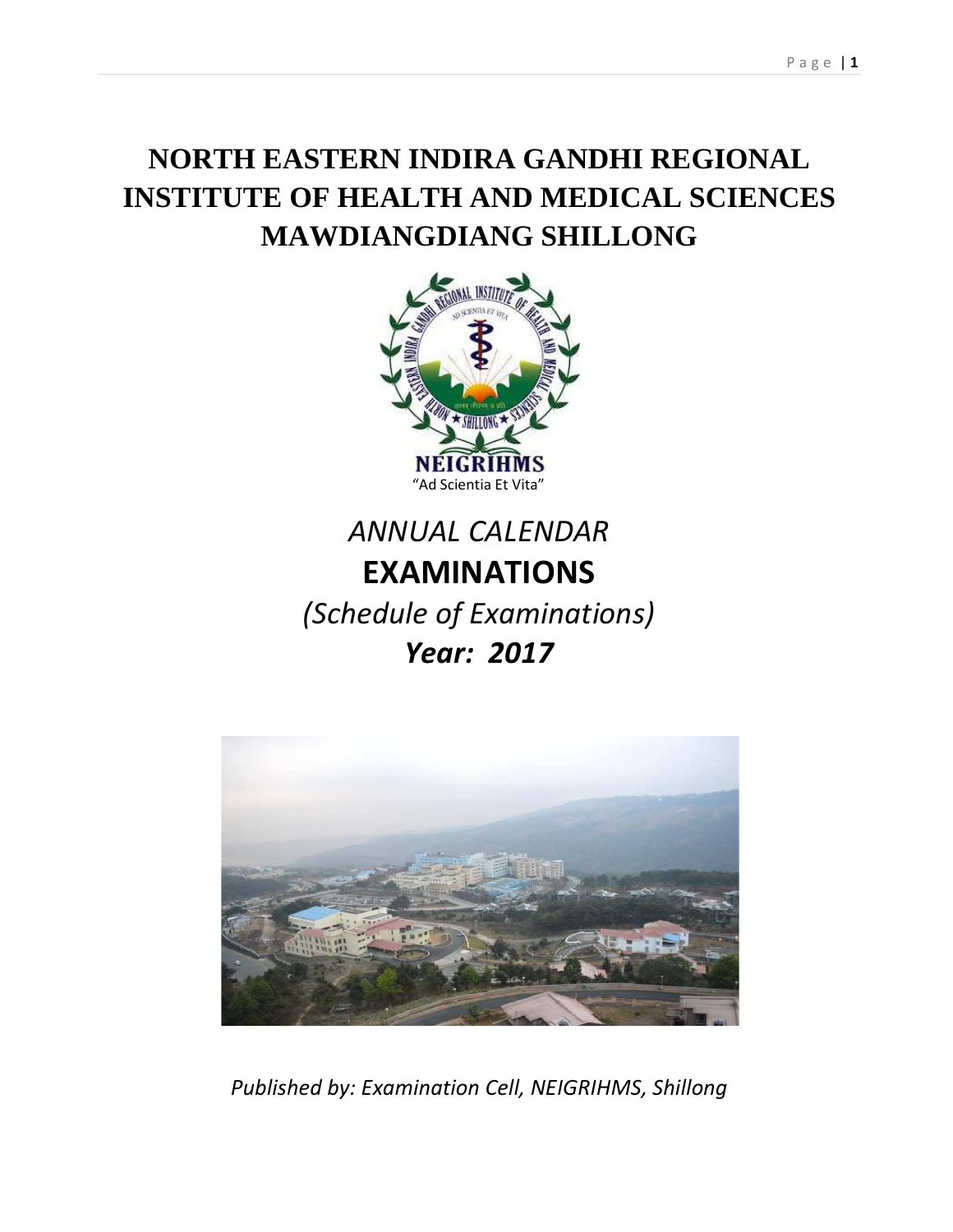# NORTH EASTERN INDIRA GANDHI REGIONAL INSTITUTE OF HEALTH AND MEDICAL SCIENCES MAWDIANGDIANG SHILLONG

**NEIGRIHMS**

"Ad Scientia Et Vita"

*ANNUAL CALENDAR*

## EXAMINATIONS

*(Schedule of Examinations)*

***Year: 2017***

*Published by: Examination Cell, NEIGRIHMS, Shillong*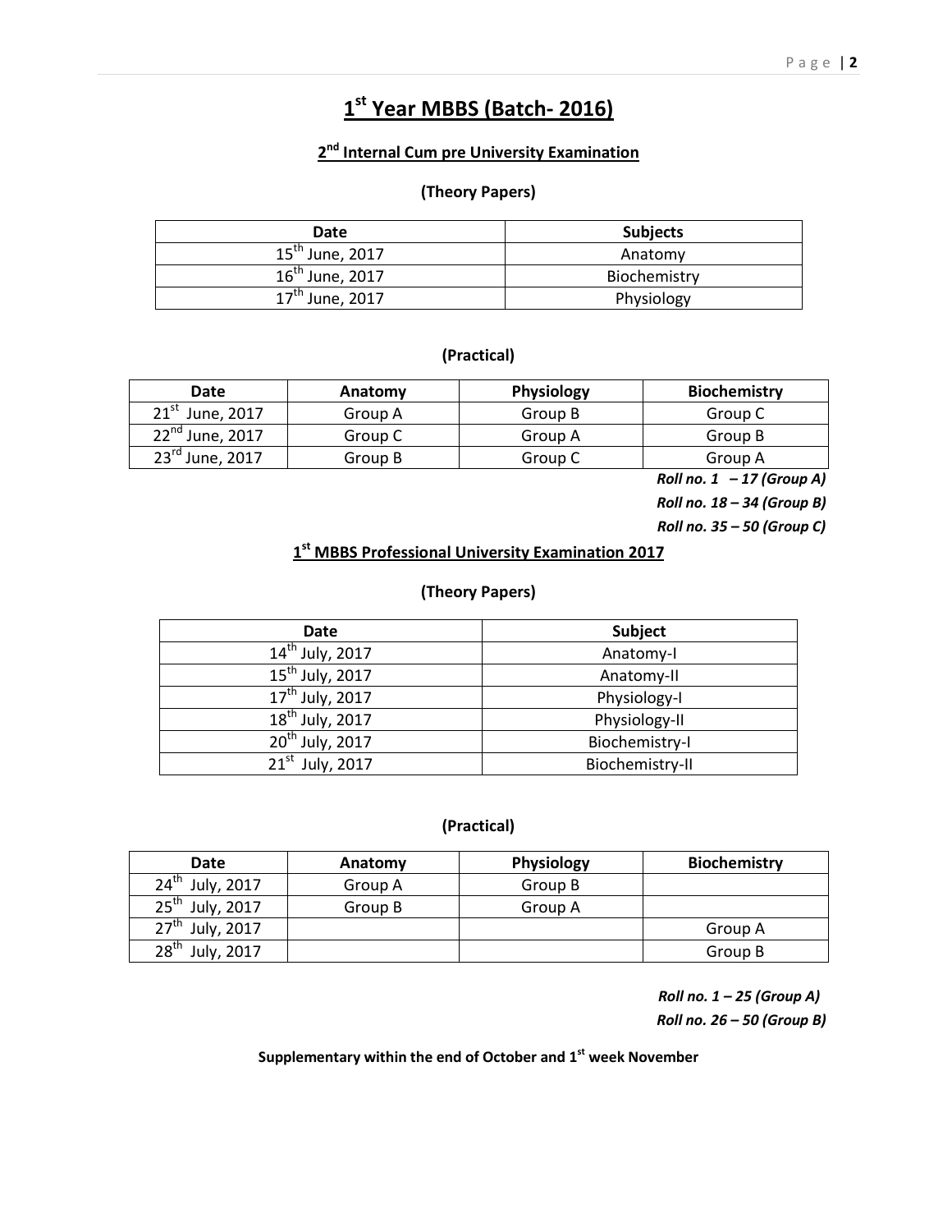# 1st Year MBBS (Batch- 2016)

## 2nd Internal Cum pre University Examination

### (Theory Papers)

| Date | Subjects |
|---|---|
| 15th June, 2017 | Anatomy |
| 16th June, 2017 | Biochemistry |
| 17th June, 2017 | Physiology |

### (Practical)

| Date | Anatomy | Physiology | Biochemistry |
|---|---|---|---|
| 21st June, 2017 | Group A | Group B | Group C |
| 22nd June, 2017 | Group C | Group A | Group B |
| 23rd June, 2017 | Group B | Group C | Group A |

*Roll no. 1 – 17 (Group A)*
*Roll no. 18 – 34 (Group B)*
*Roll no. 35 – 50 (Group C)*

## 1st MBBS Professional University Examination 2017

### (Theory Papers)

| Date | Subject |
|---|---|
| 14th July, 2017 | Anatomy-I |
| 15th July, 2017 | Anatomy-II |
| 17th July, 2017 | Physiology-I |
| 18th July, 2017 | Physiology-II |
| 20th July, 2017 | Biochemistry-I |
| 21st July, 2017 | Biochemistry-II |

### (Practical)

| Date | Anatomy | Physiology | Biochemistry |
|---|---|---|---|
| 24th July, 2017 | Group A | Group B | |
| 25th July, 2017 | Group B | Group A | |
| 27th July, 2017 | | | Group A |
| 28th July, 2017 | | | Group B |

*Roll no. 1 – 25 (Group A)*
*Roll no. 26 – 50 (Group B)*

**Supplementary within the end of October and 1st week November**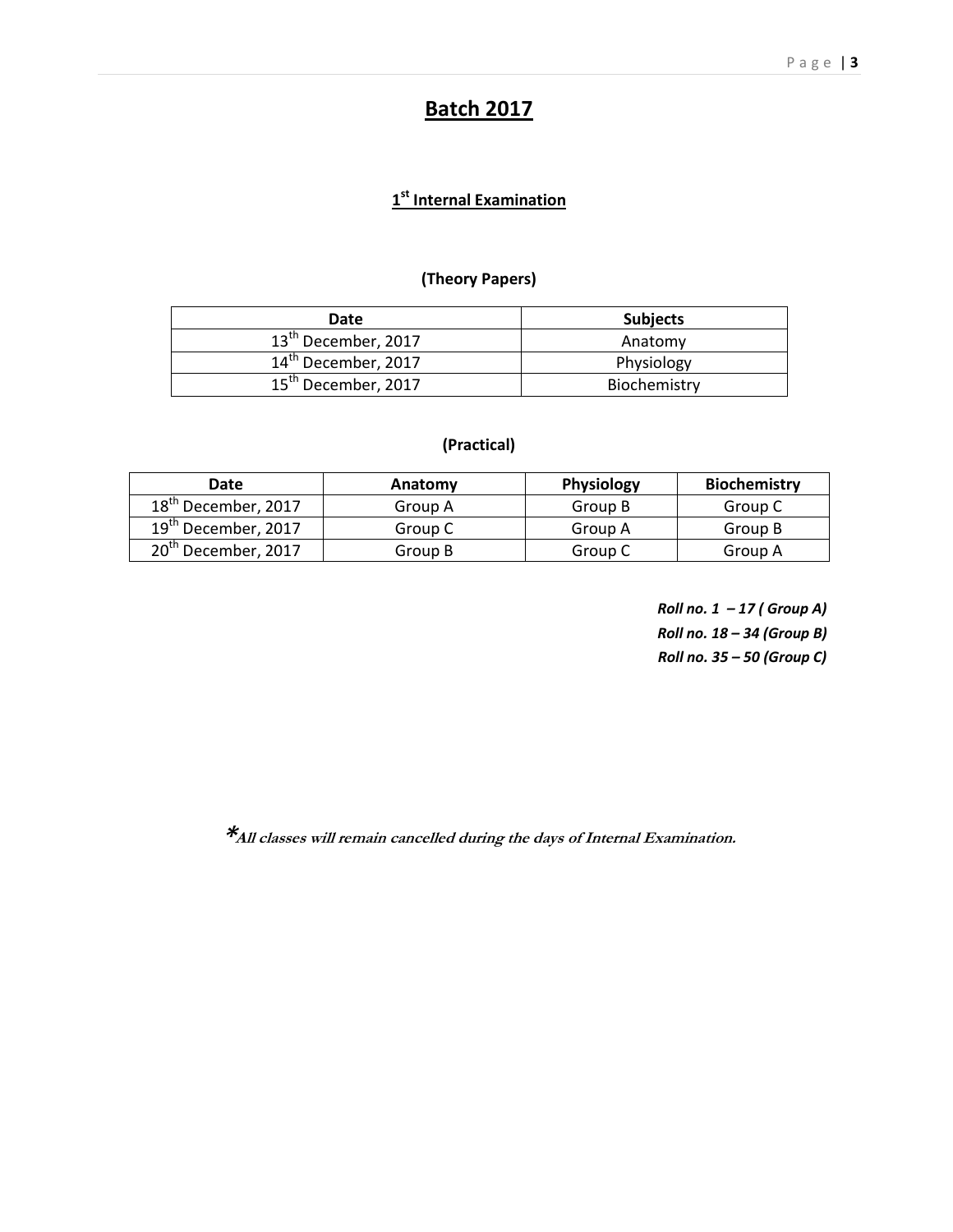# Batch 2017

## 1st Internal Examination

### (Theory Papers)

| Date | Subjects |
|---|---|
| 13th December, 2017 | Anatomy |
| 14th December, 2017 | Physiology |
| 15th December, 2017 | Biochemistry |

### (Practical)

| Date | Anatomy | Physiology | Biochemistry |
|---|---|---|---|
| 18th December, 2017 | Group A | Group B | Group C |
| 19th December, 2017 | Group C | Group A | Group B |
| 20th December, 2017 | Group B | Group C | Group A |

***Roll no. 1 – 17 ( Group A)***
***Roll no. 18 – 34 (Group B)***
***Roll no. 35 – 50 (Group C)***

***All classes will remain cancelled during the days of Internal Examination.**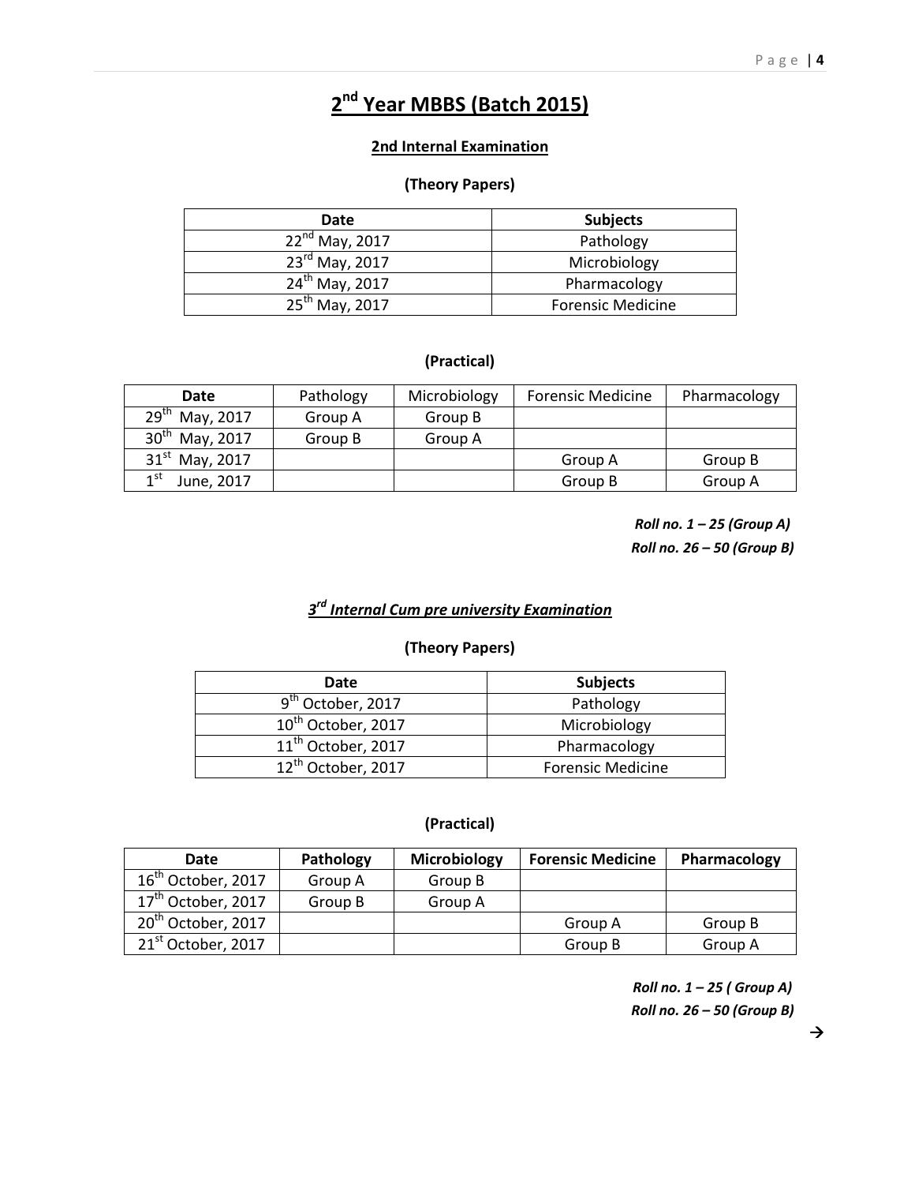# 2nd Year MBBS (Batch 2015)

## 2nd Internal Examination

### (Theory Papers)

| Date | Subjects |
| --- | --- |
| 22nd May, 2017 | Pathology |
| 23rd May, 2017 | Microbiology |
| 24th May, 2017 | Pharmacology |
| 25th May, 2017 | Forensic Medicine |

### (Practical)

| Date | Pathology | Microbiology | Forensic Medicine | Pharmacology |
| --- | --- | --- | --- | --- |
| 29th May, 2017 | Group A | Group B | | |
| 30th May, 2017 | Group B | Group A | | |
| 31st May, 2017 | | | Group A | Group B |
| 1st June, 2017 | | | Group B | Group A |

***Roll no. 1 – 25 (Group A)***
***Roll no. 26 – 50 (Group B)***

## *3rd Internal Cum pre university Examination*

### (Theory Papers)

| Date | Subjects |
| --- | --- |
| 9th October, 2017 | Pathology |
| 10th October, 2017 | Microbiology |
| 11th October, 2017 | Pharmacology |
| 12th October, 2017 | Forensic Medicine |

### (Practical)

| Date | Pathology | Microbiology | Forensic Medicine | Pharmacology |
| --- | --- | --- | --- | --- |
| 16th October, 2017 | Group A | Group B | | |
| 17th October, 2017 | Group B | Group A | | |
| 20th October, 2017 | | | Group A | Group B |
| 21st October, 2017 | | | Group B | Group A |

***Roll no. 1 – 25 ( Group A)***
***Roll no. 26 – 50 (Group B)***

→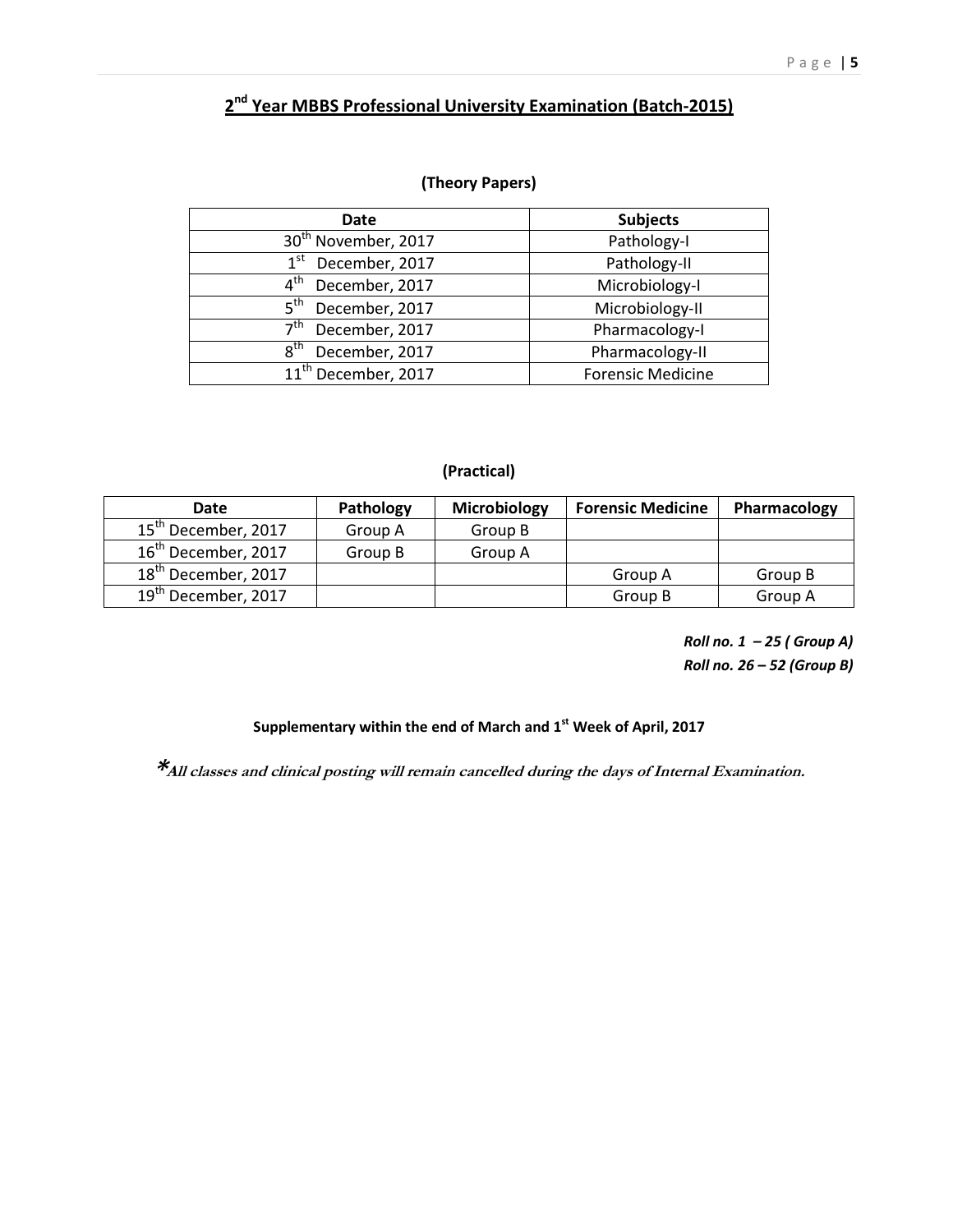## 2nd Year MBBS Professional University Examination (Batch-2015)

**(Theory Papers)**

| Date | Subjects |
|---|---|
| 30th November, 2017 | Pathology-I |
| 1st December, 2017 | Pathology-II |
| 4th December, 2017 | Microbiology-I |
| 5th December, 2017 | Microbiology-II |
| 7th December, 2017 | Pharmacology-I |
| 8th December, 2017 | Pharmacology-II |
| 11th December, 2017 | Forensic Medicine |

**(Practical)**

| Date | Pathology | Microbiology | Forensic Medicine | Pharmacology |
|---|---|---|---|---|
| 15th December, 2017 | Group A | Group B | | |
| 16th December, 2017 | Group B | Group A | | |
| 18th December, 2017 | | | Group A | Group B |
| 19th December, 2017 | | | Group B | Group A |

***Roll no. 1 – 25 ( Group A)***
***Roll no. 26 – 52 (Group B)***

**Supplementary within the end of March and 1st Week of April, 2017**

***All classes and clinical posting will remain cancelled during the days of Internal Examination.**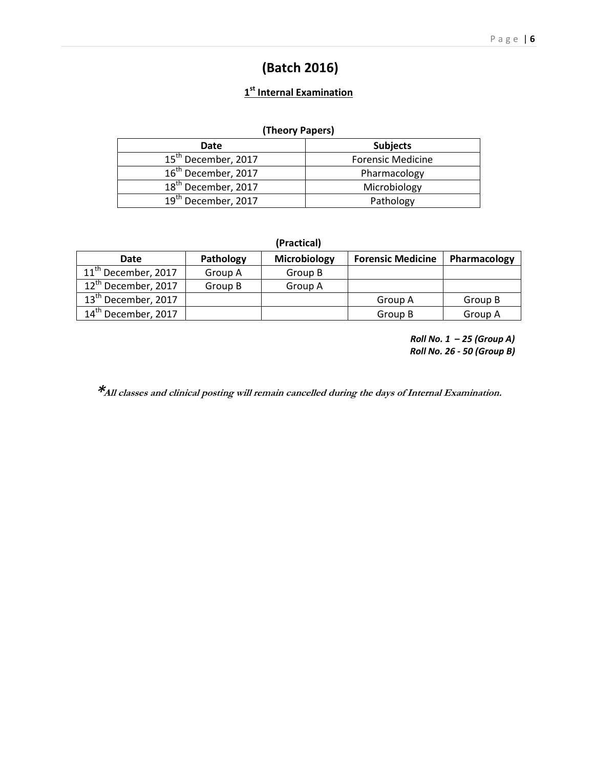# (Batch 2016)

## 1st Internal Examination

**(Theory Papers)**

| Date | Subjects |
|---|---|
| 15th December, 2017 | Forensic Medicine |
| 16th December, 2017 | Pharmacology |
| 18th December, 2017 | Microbiology |
| 19th December, 2017 | Pathology |

**(Practical)**

| Date | Pathology | Microbiology | Forensic Medicine | Pharmacology |
|---|---|---|---|---|
| 11th December, 2017 | Group A | Group B | | |
| 12th December, 2017 | Group B | Group A | | |
| 13th December, 2017 | | | Group A | Group B |
| 14th December, 2017 | | | Group B | Group A |

***Roll No. 1 – 25 (Group A)***
***Roll No. 26 - 50 (Group B)***

***All classes and clinical posting will remain cancelled during the days of Internal Examination.***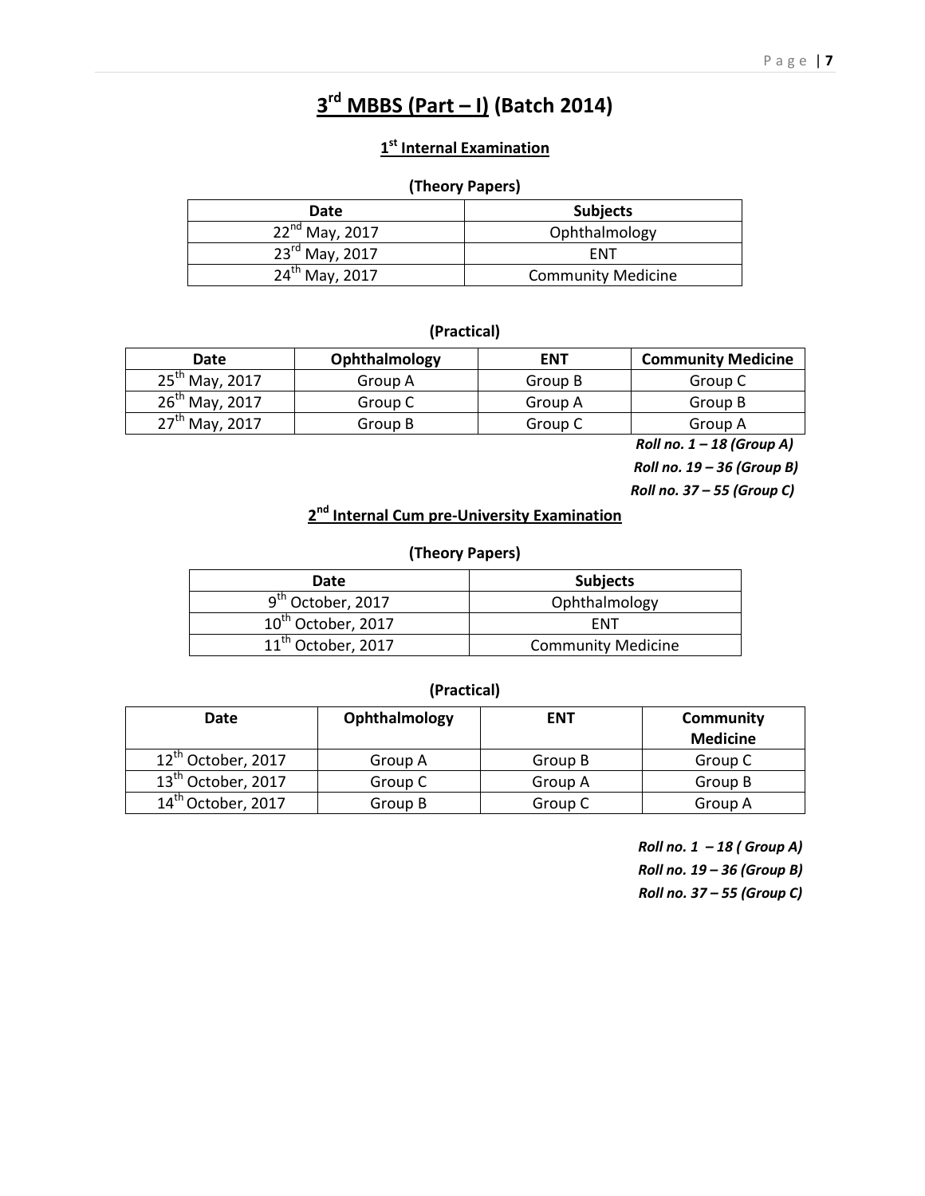# 3rd MBBS (Part – I) (Batch 2014)

## 1st Internal Examination

### (Theory Papers)

| Date | Subjects |
|---|---|
| 22nd May, 2017 | Ophthalmology |
| 23rd May, 2017 | ENT |
| 24th May, 2017 | Community Medicine |

### (Practical)

| Date | Ophthalmology | ENT | Community Medicine |
|---|---|---|---|
| 25th May, 2017 | Group A | Group B | Group C |
| 26th May, 2017 | Group C | Group A | Group B |
| 27th May, 2017 | Group B | Group C | Group A |

*Roll no. 1 – 18 (Group A)*
*Roll no. 19 – 36 (Group B)*
*Roll no. 37 – 55 (Group C)*

## 2nd Internal Cum pre-University Examination

### (Theory Papers)

| Date | Subjects |
|---|---|
| 9th October, 2017 | Ophthalmology |
| 10th October, 2017 | ENT |
| 11th October, 2017 | Community Medicine |

### (Practical)

| Date | Ophthalmology | ENT | Community Medicine |
|---|---|---|---|
| 12th October, 2017 | Group A | Group B | Group C |
| 13th October, 2017 | Group C | Group A | Group B |
| 14th October, 2017 | Group B | Group C | Group A |

*Roll no. 1 – 18 ( Group A)*
*Roll no. 19 – 36 (Group B)*
*Roll no. 37 – 55 (Group C)*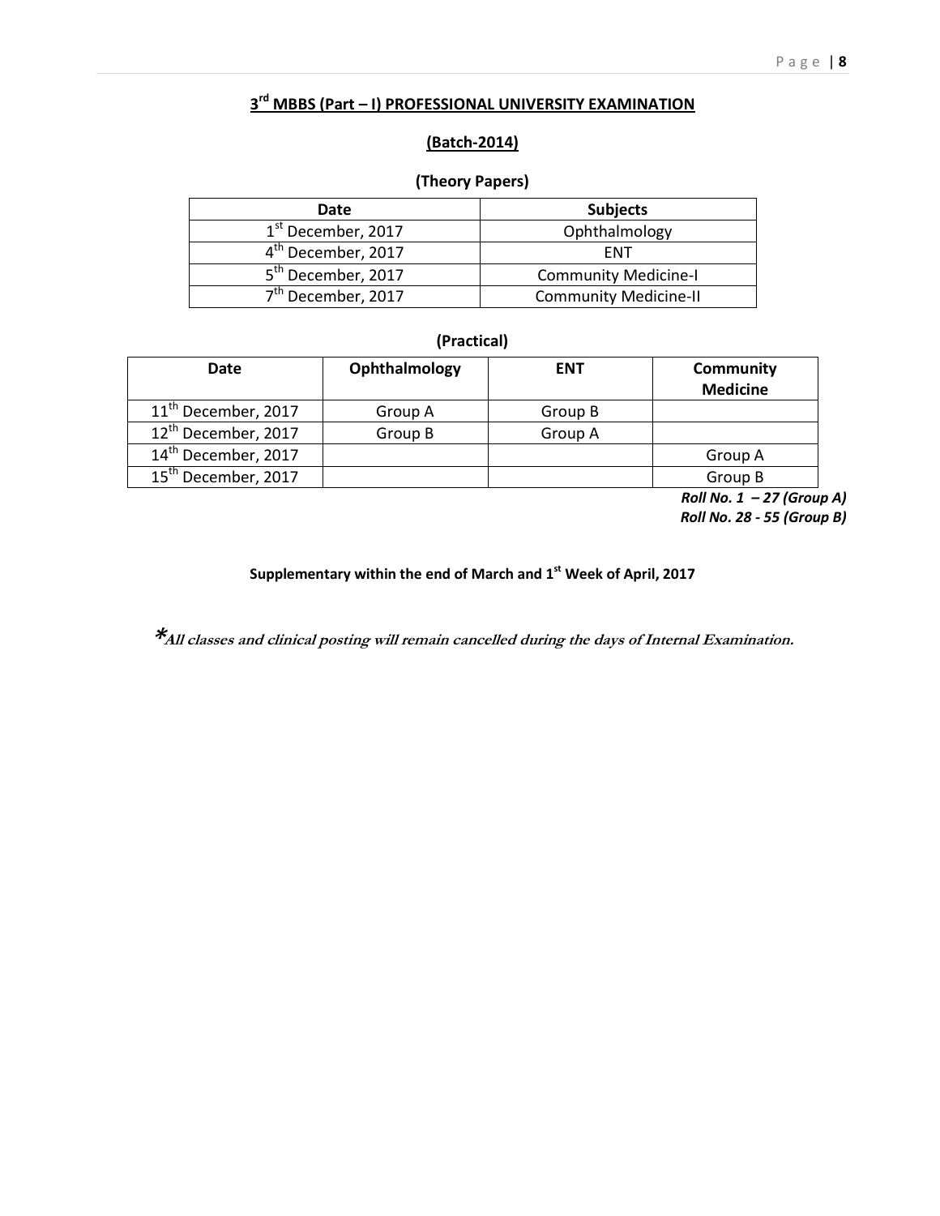## 3rd MBBS (Part – I) PROFESSIONAL UNIVERSITY EXAMINATION

### (Batch-2014)

**(Theory Papers)**

| Date | Subjects |
|---|---|
| 1st December, 2017 | Ophthalmology |
| 4th December, 2017 | ENT |
| 5th December, 2017 | Community Medicine-I |
| 7th December, 2017 | Community Medicine-II |

**(Practical)**

| Date | Ophthalmology | ENT | Community Medicine |
|---|---|---|---|
| 11th December, 2017 | Group A | Group B | |
| 12th December, 2017 | Group B | Group A | |
| 14th December, 2017 | | | Group A |
| 15th December, 2017 | | | Group B |

***Roll No. 1 – 27 (Group A)***
***Roll No. 28 - 55 (Group B)***

**Supplementary within the end of March and 1st Week of April, 2017**

***All classes and clinical posting will remain cancelled during the days of Internal Examination.**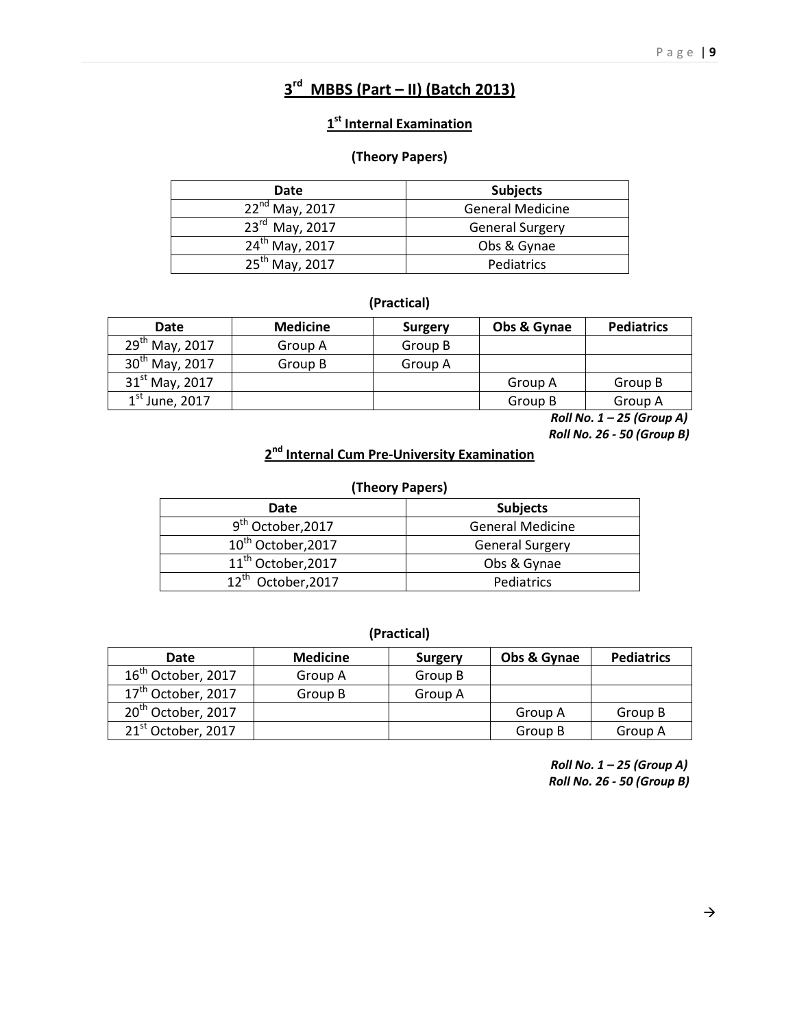# 3rd MBBS (Part – II) (Batch 2013)

## 1st Internal Examination

### (Theory Papers)

| Date | Subjects |
|---|---|
| 22nd May, 2017 | General Medicine |
| 23rd May, 2017 | General Surgery |
| 24th May, 2017 | Obs & Gynae |
| 25th May, 2017 | Pediatrics |

### (Practical)

| Date | Medicine | Surgery | Obs & Gynae | Pediatrics |
|---|---|---|---|---|
| 29th May, 2017 | Group A | Group B | | |
| 30th May, 2017 | Group B | Group A | | |
| 31st May, 2017 | | | Group A | Group B |
| 1st June, 2017 | | | Group B | Group A |

***Roll No. 1 – 25 (Group A)***
***Roll No. 26 - 50 (Group B)***

## 2nd Internal Cum Pre-University Examination

### (Theory Papers)

| Date | Subjects |
|---|---|
| 9th October,2017 | General Medicine |
| 10th October,2017 | General Surgery |
| 11th October,2017 | Obs & Gynae |
| 12th October,2017 | Pediatrics |

### (Practical)

| Date | Medicine | Surgery | Obs & Gynae | Pediatrics |
|---|---|---|---|---|
| 16th October, 2017 | Group A | Group B | | |
| 17th October, 2017 | Group B | Group A | | |
| 20th October, 2017 | | | Group A | Group B |
| 21st October, 2017 | | | Group B | Group A |

***Roll No. 1 – 25 (Group A)***
***Roll No. 26 - 50 (Group B)***

→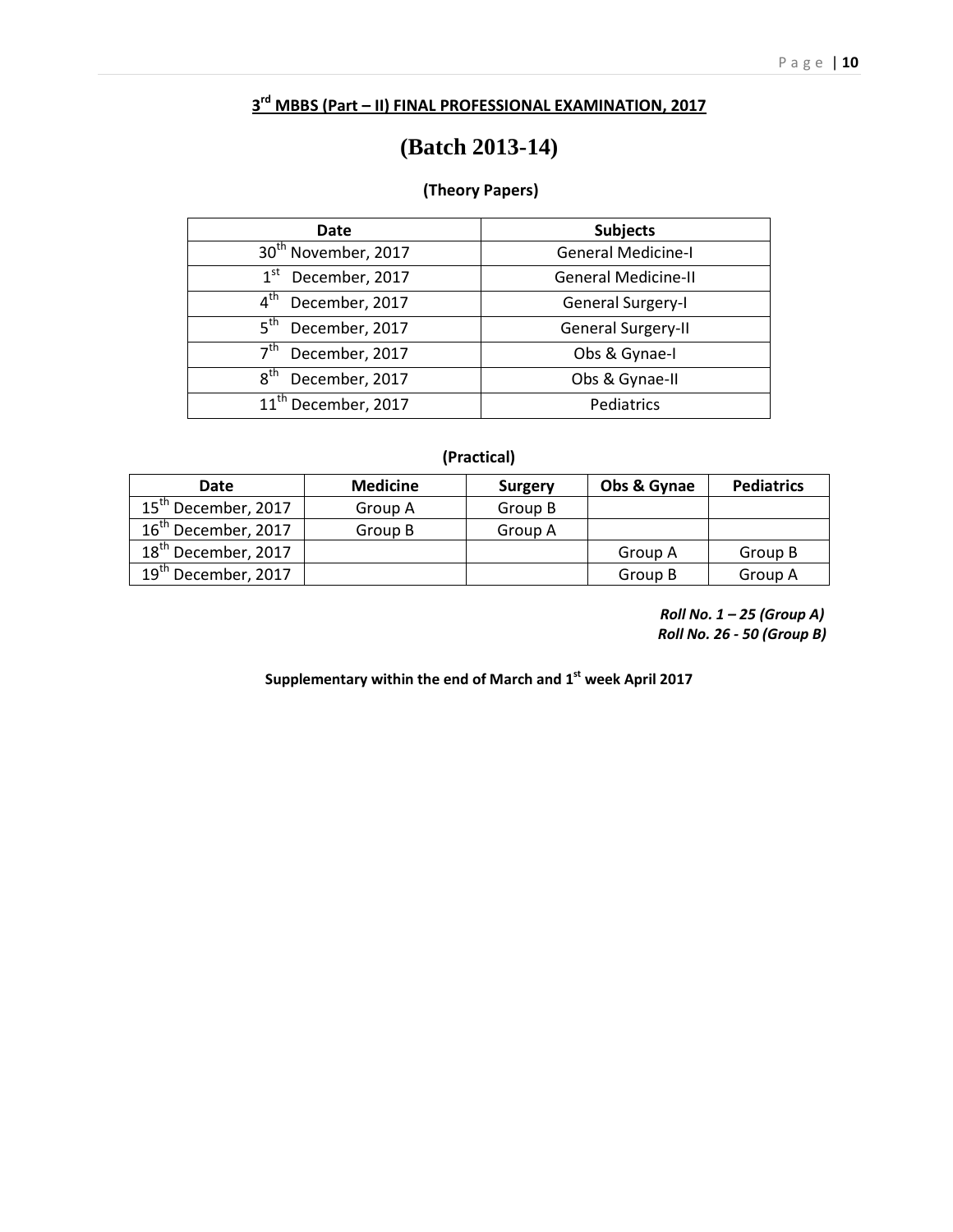## 3rd MBBS (Part – II) FINAL PROFESSIONAL EXAMINATION, 2017

# (Batch 2013-14)

### (Theory Papers)

| Date | Subjects |
|---|---|
| 30th November, 2017 | General Medicine-I |
| 1st December, 2017 | General Medicine-II |
| 4th December, 2017 | General Surgery-I |
| 5th December, 2017 | General Surgery-II |
| 7th December, 2017 | Obs & Gynae-I |
| 8th December, 2017 | Obs & Gynae-II |
| 11th December, 2017 | Pediatrics |

### (Practical)

| Date | Medicine | Surgery | Obs & Gynae | Pediatrics |
|---|---|---|---|---|
| 15th December, 2017 | Group A | Group B | | |
| 16th December, 2017 | Group B | Group A | | |
| 18th December, 2017 | | | Group A | Group B |
| 19th December, 2017 | | | Group B | Group A |

***Roll No. 1 – 25 (Group A)***
***Roll No. 26 - 50 (Group B)***

**Supplementary within the end of March and 1st week April 2017**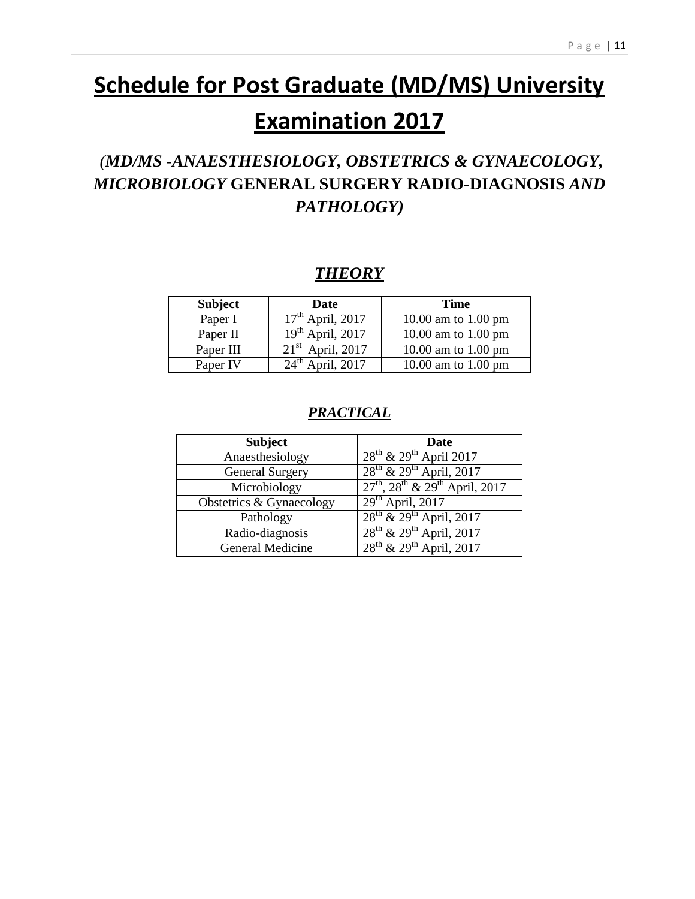# Schedule for Post Graduate (MD/MS) University Examination 2017

### *(MD/MS -ANAESTHESIOLOGY, OBSTETRICS & GYNAECOLOGY, MICROBIOLOGY* GENERAL SURGERY RADIO-DIAGNOSIS *AND PATHOLOGY)*

### ***THEORY***

| Subject | Date | Time |
|---|---|---|
| Paper I | 17th April, 2017 | 10.00 am to 1.00 pm |
| Paper II | 19th April, 2017 | 10.00 am to 1.00 pm |
| Paper III | 21st April, 2017 | 10.00 am to 1.00 pm |
| Paper IV | 24th April, 2017 | 10.00 am to 1.00 pm |

### ***PRACTICAL***

| Subject | Date |
|---|---|
| Anaesthesiology | 28th & 29th April 2017 |
| General Surgery | 28th & 29th April, 2017 |
| Microbiology | 27th, 28th & 29th April, 2017 |
| Obstetrics & Gynaecology | 29th April, 2017 |
| Pathology | 28th & 29th April, 2017 |
| Radio-diagnosis | 28th & 29th April, 2017 |
| General Medicine | 28th & 29th April, 2017 |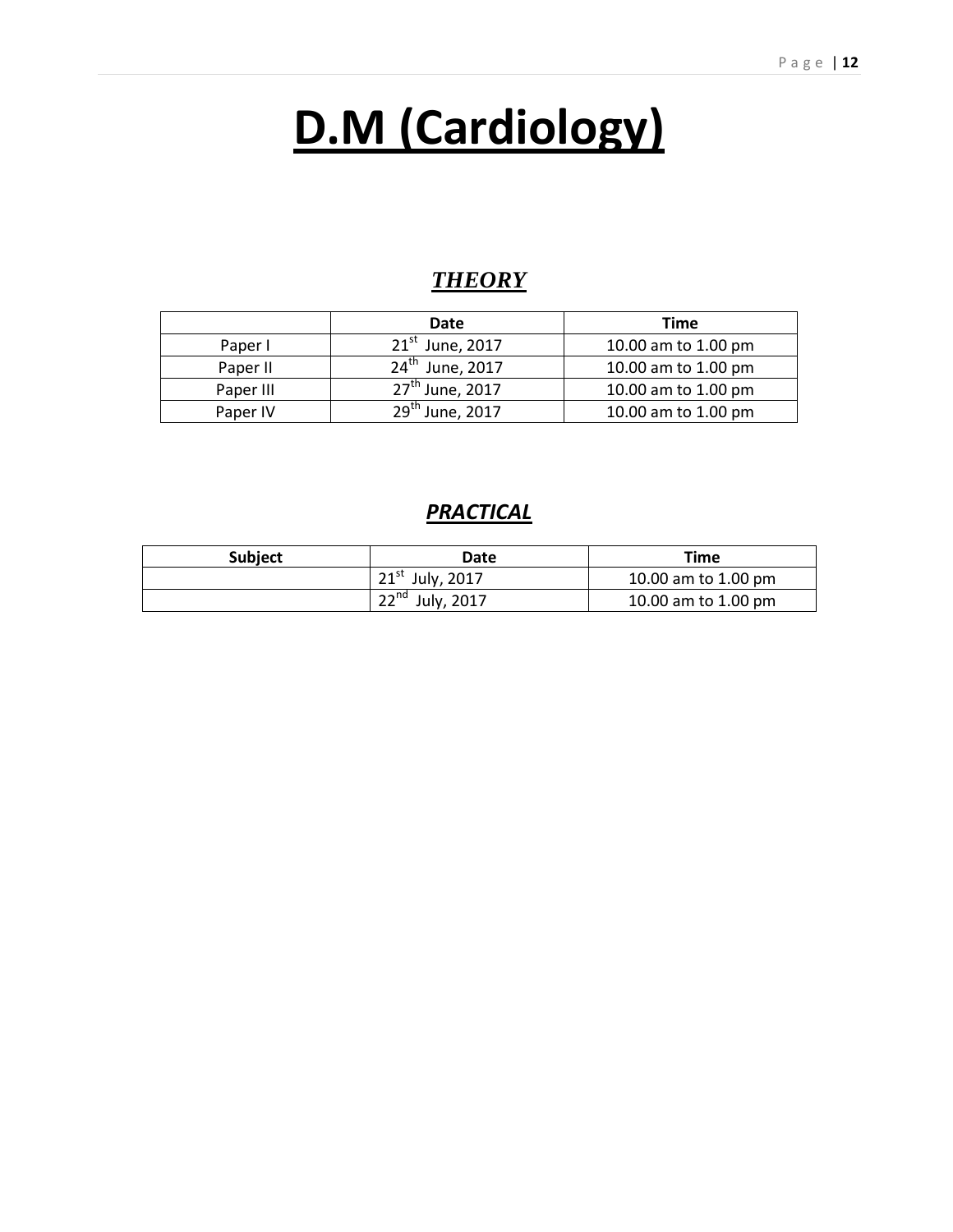# D.M (Cardiology)

## ***THEORY***

| | Date | Time |
|---|---|---|
| Paper I | 21st June, 2017 | 10.00 am to 1.00 pm |
| Paper II | 24th June, 2017 | 10.00 am to 1.00 pm |
| Paper III | 27th June, 2017 | 10.00 am to 1.00 pm |
| Paper IV | 29th June, 2017 | 10.00 am to 1.00 pm |

## ***PRACTICAL***

| Subject | Date | Time |
|---|---|---|
| | 21st July, 2017 | 10.00 am to 1.00 pm |
| | 22nd July, 2017 | 10.00 am to 1.00 pm |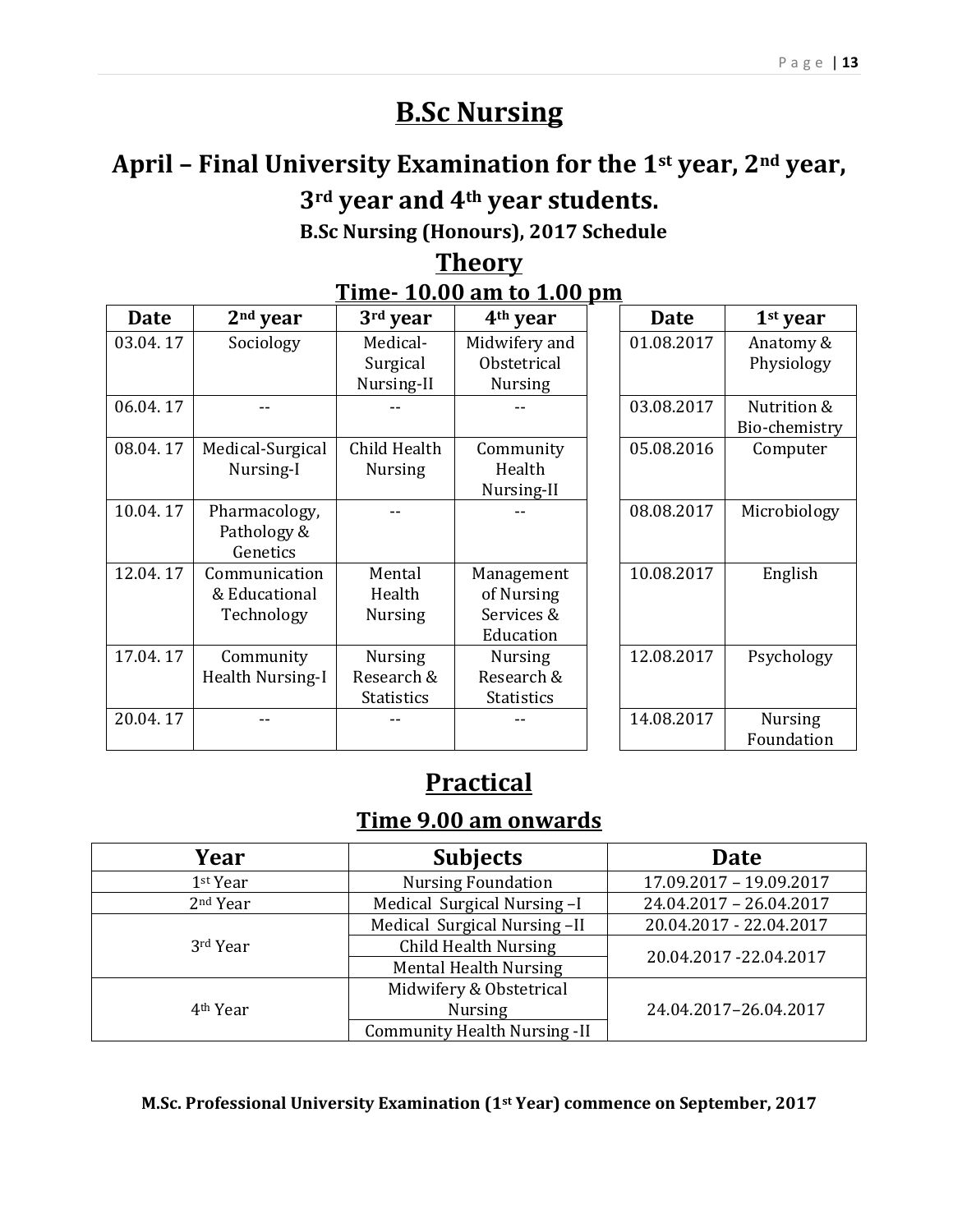# B.Sc Nursing

## April – Final University Examination for the 1st year, 2nd year, 3rd year and 4th year students.

### B.Sc Nursing (Honours), 2017 Schedule

## Theory

### Time- 10.00 am to 1.00 pm

| Date | 2nd year | 3rd year | 4th year |
|---|---|---|---|
| 03.04. 17 | Sociology | Medical-Surgical Nursing-II | Midwifery and Obstetrical Nursing |
| 06.04. 17 | -- | -- | -- |
| 08.04. 17 | Medical-Surgical Nursing-I | Child Health Nursing | Community Health Nursing-II |
| 10.04. 17 | Pharmacology, Pathology & Genetics | -- | -- |
| 12.04. 17 | Communication & Educational Technology | Mental Health Nursing | Management of Nursing Services & Education |
| 17.04. 17 | Community Health Nursing-I | Nursing Research & Statistics | Nursing Research & Statistics |
| 20.04. 17 | -- | -- | -- |

| Date | 1st year |
|---|---|
| 01.08.2017 | Anatomy & Physiology |
| 03.08.2017 | Nutrition & Bio-chemistry |
| 05.08.2016 | Computer |
| 08.08.2017 | Microbiology |
| 10.08.2017 | English |
| 12.08.2017 | Psychology |
| 14.08.2017 | Nursing Foundation |

## Practical

### Time 9.00 am onwards

| Year | Subjects | Date |
|---|---|---|
| 1st Year | Nursing Foundation | 17.09.2017 – 19.09.2017 |
| 2nd Year | Medical Surgical Nursing –I | 24.04.2017 – 26.04.2017 |
| 3rd Year | Medical Surgical Nursing –II | 20.04.2017 - 22.04.2017 |
| | Child Health Nursing | 20.04.2017 -22.04.2017 |
| | Mental Health Nursing | |
| 4th Year | Midwifery & Obstetrical Nursing | 24.04.2017–26.04.2017 |
| | Community Health Nursing -II | |

**M.Sc. Professional University Examination (1st Year) commence on September, 2017**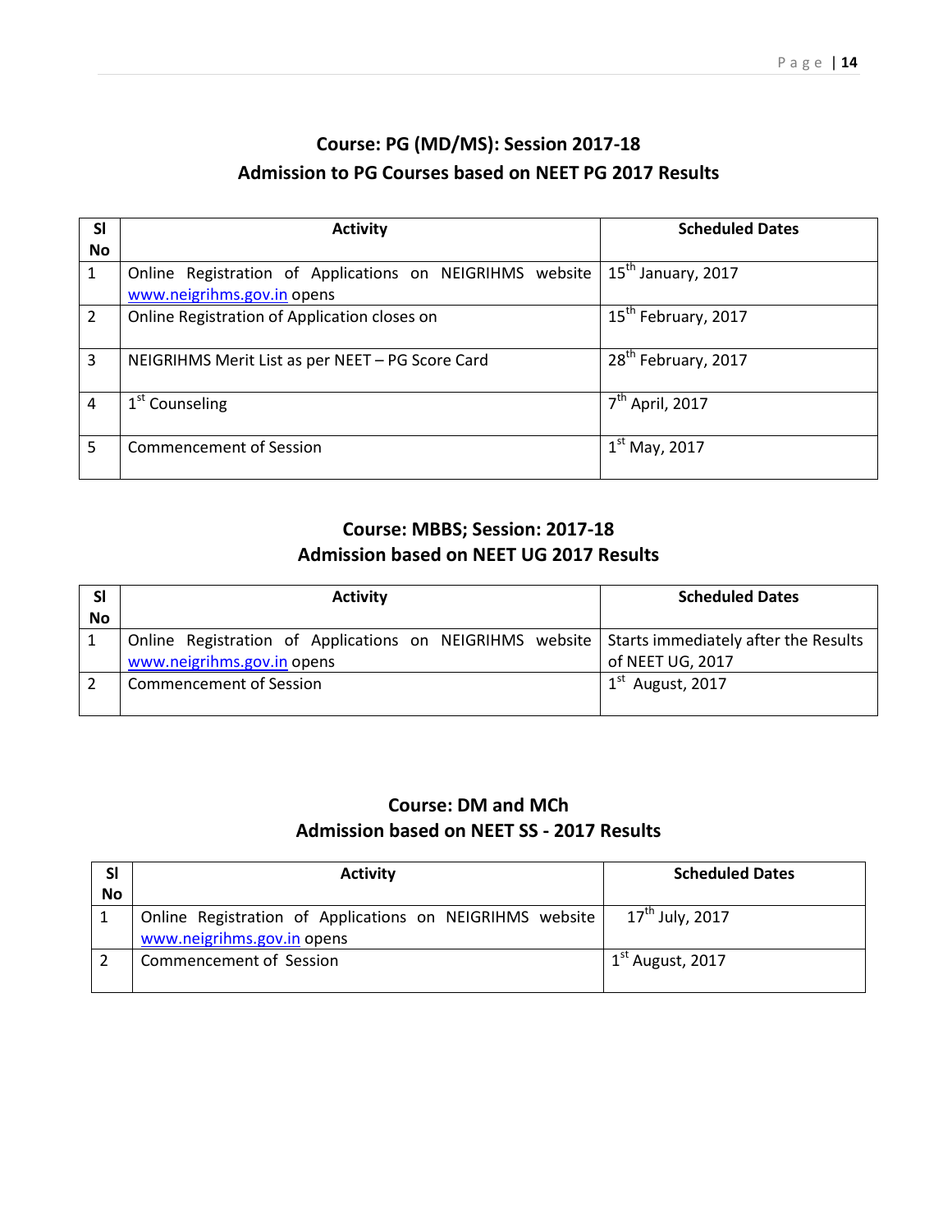## Course: PG (MD/MS): Session 2017-18
## Admission to PG Courses based on NEET PG 2017 Results

| Sl No | Activity | Scheduled Dates |
|---|---|---|
| 1 | Online Registration of Applications on NEIGRIHMS website www.neigrihms.gov.in opens | 15th January, 2017 |
| 2 | Online Registration of Application closes on | 15th February, 2017 |
| 3 | NEIGRIHMS Merit List as per NEET – PG Score Card | 28th February, 2017 |
| 4 | 1st Counseling | 7th April, 2017 |
| 5 | Commencement of Session | 1st May, 2017 |

## Course: MBBS; Session: 2017-18
## Admission based on NEET UG 2017 Results

| Sl No | Activity | Scheduled Dates |
|---|---|---|
| 1 | Online Registration of Applications on NEIGRIHMS website www.neigrihms.gov.in opens | Starts immediately after the Results of NEET UG, 2017 |
| 2 | Commencement of Session | 1st August, 2017 |

## Course: DM and MCh
## Admission based on NEET SS - 2017 Results

| Sl No | Activity | Scheduled Dates |
|---|---|---|
| 1 | Online Registration of Applications on NEIGRIHMS website www.neigrihms.gov.in opens | 17th July, 2017 |
| 2 | Commencement of Session | 1st August, 2017 |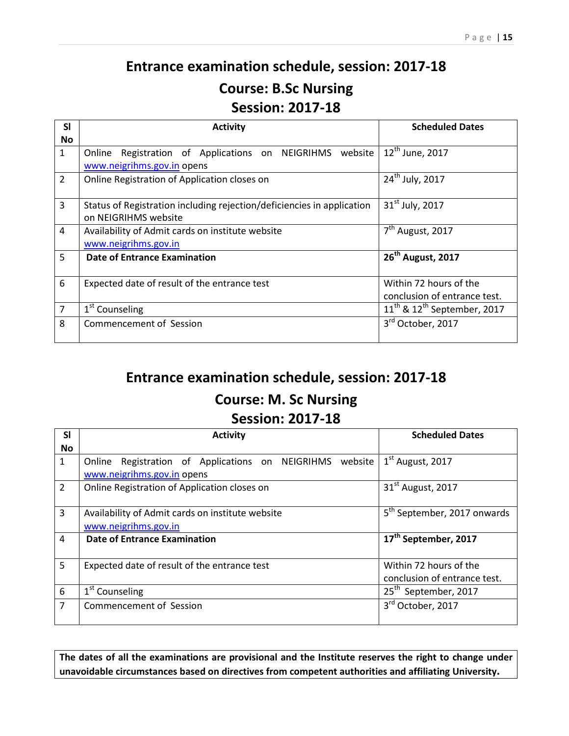# Entrance examination schedule, session: 2017-18

## Course: B.Sc Nursing

## Session: 2017-18

| Sl No | Activity | Scheduled Dates |
|---|---|---|
| 1 | Online Registration of Applications on NEIGRIHMS website www.neigrihms.gov.in opens | 12th June, 2017 |
| 2 | Online Registration of Application closes on | 24th July, 2017 |
| 3 | Status of Registration including rejection/deficiencies in application on NEIGRIHMS website | 31st July, 2017 |
| 4 | Availability of Admit cards on institute website www.neigrihms.gov.in | 7th August, 2017 |
| 5 | **Date of Entrance Examination** | **26th August, 2017** |
| 6 | Expected date of result of the entrance test | Within 72 hours of the conclusion of entrance test. |
| 7 | 1st Counseling | 11th & 12th September, 2017 |
| 8 | Commencement of Session | 3rd October, 2017 |

# Entrance examination schedule, session: 2017-18

## Course: M. Sc Nursing

## Session: 2017-18

| Sl No | Activity | Scheduled Dates |
|---|---|---|
| 1 | Online Registration of Applications on NEIGRIHMS website www.neigrihms.gov.in opens | 1st August, 2017 |
| 2 | Online Registration of Application closes on | 31st August, 2017 |
| 3 | Availability of Admit cards on institute website www.neigrihms.gov.in | 5th September, 2017 onwards |
| 4 | **Date of Entrance Examination** | **17th September, 2017** |
| 5 | Expected date of result of the entrance test | Within 72 hours of the conclusion of entrance test. |
| 6 | 1st Counseling | 25th September, 2017 |
| 7 | Commencement of Session | 3rd October, 2017 |

**The dates of all the examinations are provisional and the Institute reserves the right to change under unavoidable circumstances based on directives from competent authorities and affiliating University.**